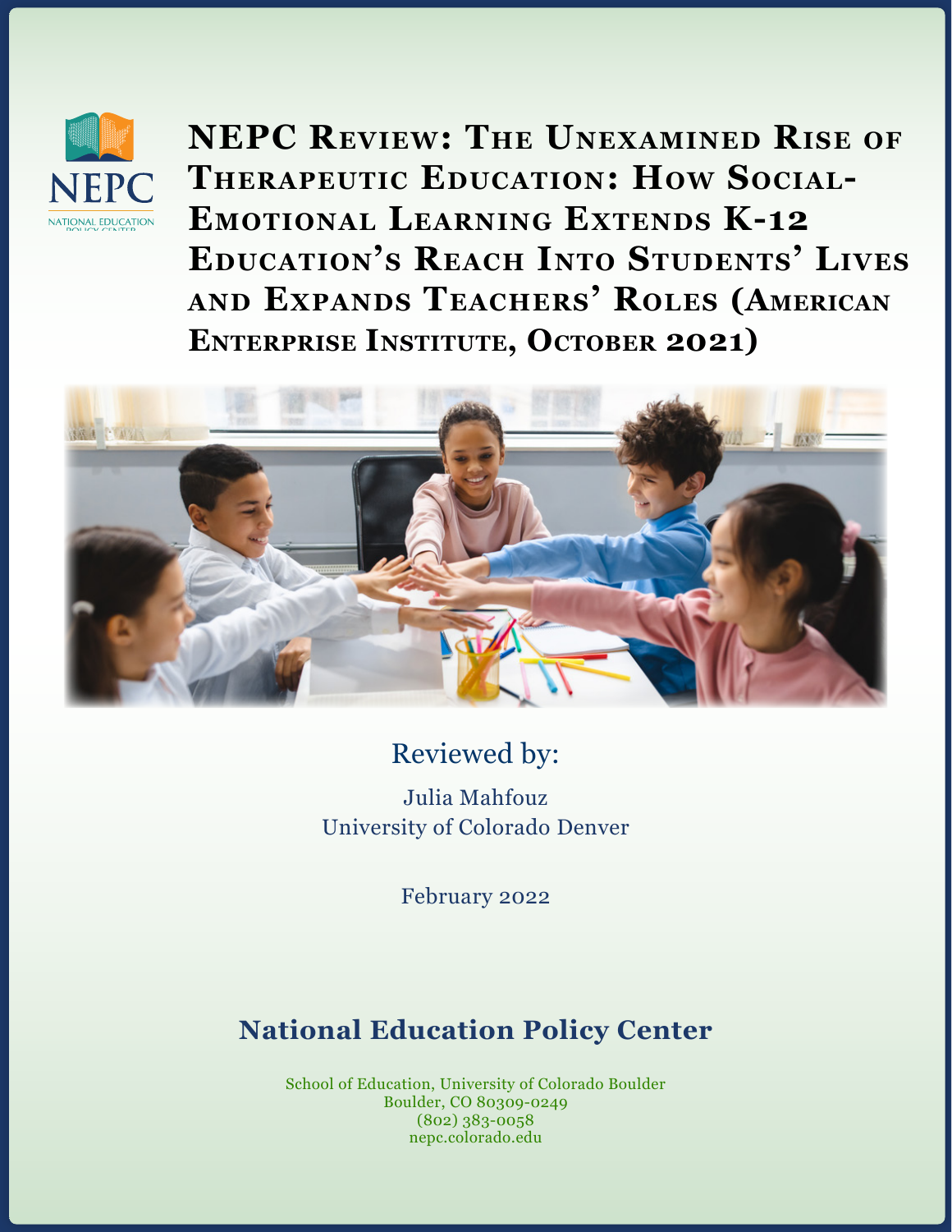# NEPC Review: The Unexamined Rise of Therapeutic Education: How Social-Emotional Learning Extends K-12 Education's Reach Into Students' Lives and Expands Teachers' Roles (American Enterprise Institute, October 2021)

Reviewed by:

Julia Mahfouz
University of Colorado Denver

February 2022

## National Education Policy Center

School of Education, University of Colorado Boulder
Boulder, CO 80309-0249
(802) 383-0058
nepc.colorado.edu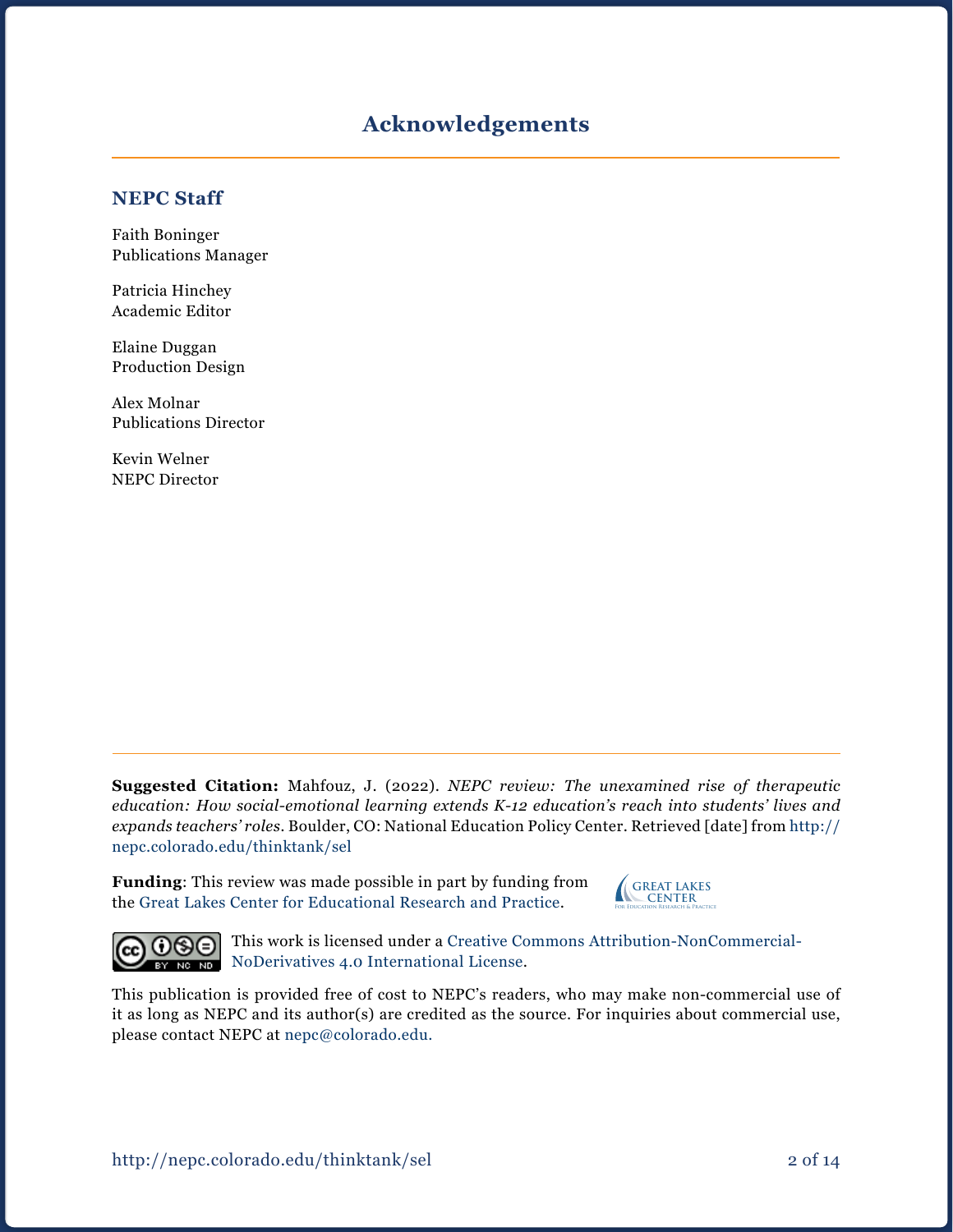# Acknowledgements

## NEPC Staff

Faith Boninger
Publications Manager

Patricia Hinchey
Academic Editor

Elaine Duggan
Production Design

Alex Molnar
Publications Director

Kevin Welner
NEPC Director

**Suggested Citation:** Mahfouz, J. (2022). *NEPC review: The unexamined rise of therapeutic education: How social-emotional learning extends K-12 education's reach into students' lives and expands teachers' roles*. Boulder, CO: National Education Policy Center. Retrieved [date] from http://nepc.colorado.edu/thinktank/sel

**Funding**: This review was made possible in part by funding from the Great Lakes Center for Educational Research and Practice.

This work is licensed under a Creative Commons Attribution-NonCommercial-NoDerivatives 4.0 International License.

This publication is provided free of cost to NEPC's readers, who may make non-commercial use of it as long as NEPC and its author(s) are credited as the source. For inquiries about commercial use, please contact NEPC at nepc@colorado.edu.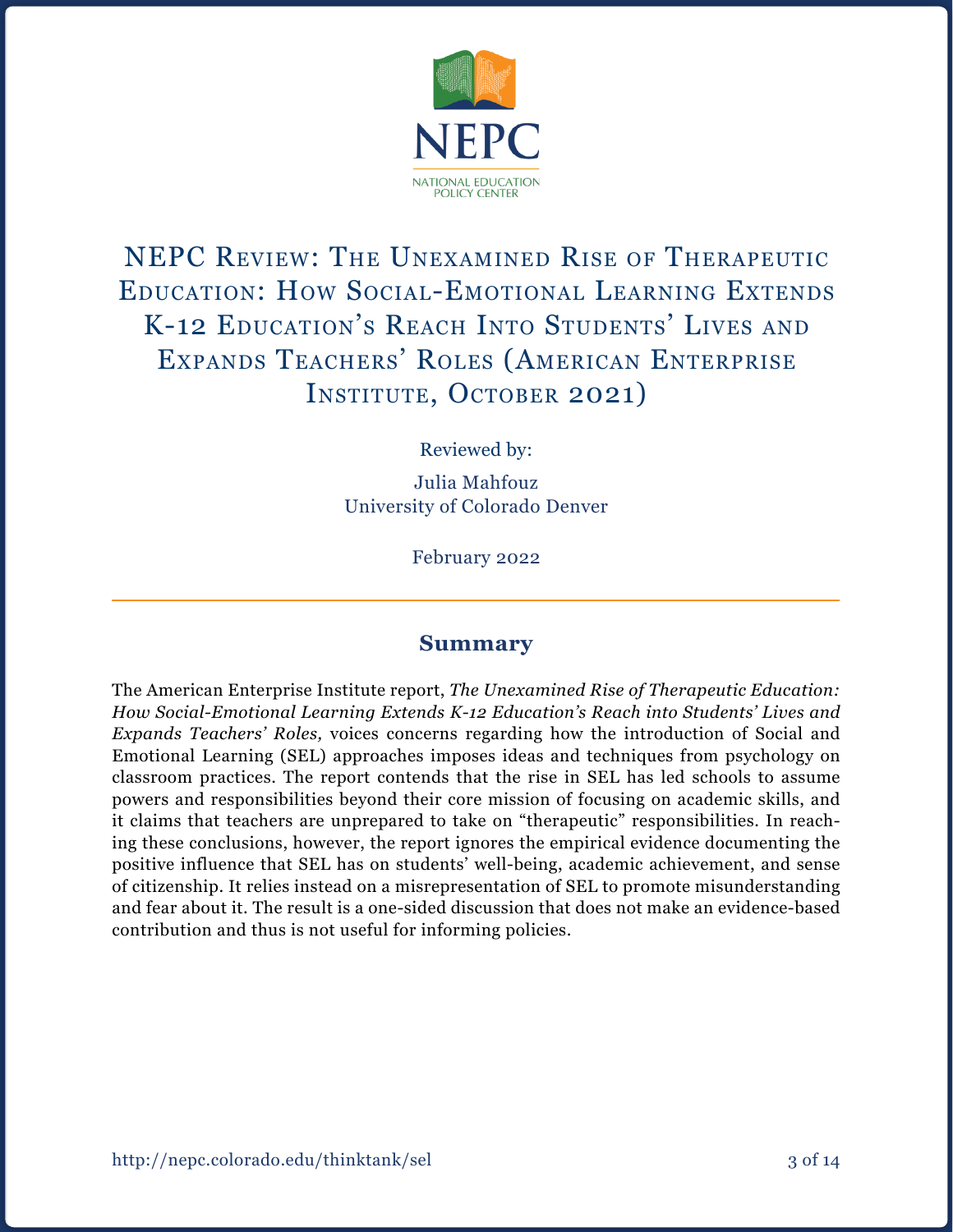NEPC

NATIONAL EDUCATION POLICY CENTER

# NEPC Review: The Unexamined Rise of Therapeutic Education: How Social-Emotional Learning Extends K-12 Education's Reach Into Students' Lives and Expands Teachers' Roles (American Enterprise Institute, October 2021)

Reviewed by:

Julia Mahfouz
University of Colorado Denver

February 2022

## Summary

The American Enterprise Institute report, *The Unexamined Rise of Therapeutic Education: How Social-Emotional Learning Extends K-12 Education's Reach into Students' Lives and Expands Teachers' Roles,* voices concerns regarding how the introduction of Social and Emotional Learning (SEL) approaches imposes ideas and techniques from psychology on classroom practices. The report contends that the rise in SEL has led schools to assume powers and responsibilities beyond their core mission of focusing on academic skills, and it claims that teachers are unprepared to take on "therapeutic" responsibilities. In reaching these conclusions, however, the report ignores the empirical evidence documenting the positive influence that SEL has on students' well-being, academic achievement, and sense of citizenship. It relies instead on a misrepresentation of SEL to promote misunderstanding and fear about it. The result is a one-sided discussion that does not make an evidence-based contribution and thus is not useful for informing policies.

http://nepc.colorado.edu/thinktank/sel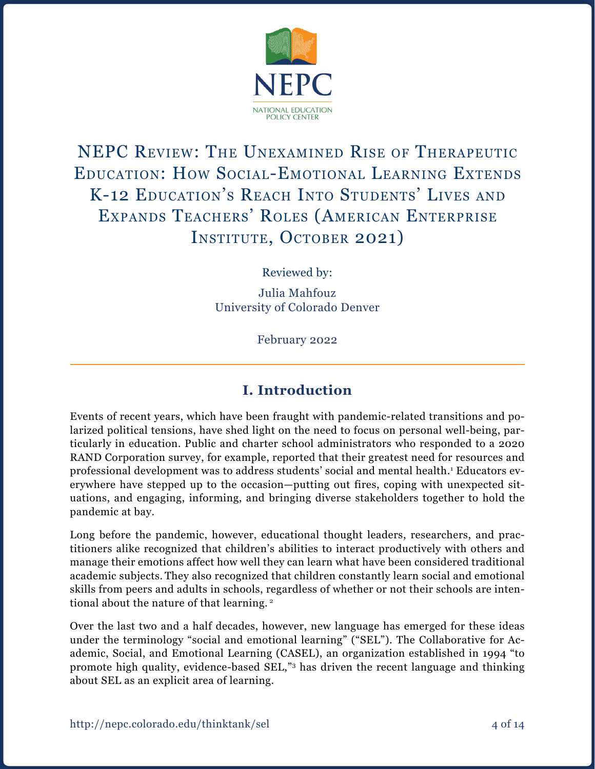# NEPC Review: The Unexamined Rise of Therapeutic Education: How Social-Emotional Learning Extends K-12 Education's Reach Into Students' Lives and Expands Teachers' Roles (American Enterprise Institute, October 2021)

Reviewed by:

Julia Mahfouz
University of Colorado Denver

February 2022

## I. Introduction

Events of recent years, which have been fraught with pandemic-related transitions and polarized political tensions, have shed light on the need to focus on personal well-being, particularly in education. Public and charter school administrators who responded to a 2020 RAND Corporation survey, for example, reported that their greatest need for resources and professional development was to address students' social and mental health.[1] Educators everywhere have stepped up to the occasion—putting out fires, coping with unexpected situations, and engaging, informing, and bringing diverse stakeholders together to hold the pandemic at bay.

Long before the pandemic, however, educational thought leaders, researchers, and practitioners alike recognized that children's abilities to interact productively with others and manage their emotions affect how well they can learn what have been considered traditional academic subjects. They also recognized that children constantly learn social and emotional skills from peers and adults in schools, regardless of whether or not their schools are intentional about the nature of that learning. [2]

Over the last two and a half decades, however, new language has emerged for these ideas under the terminology "social and emotional learning" ("SEL"). The Collaborative for Academic, Social, and Emotional Learning (CASEL), an organization established in 1994 "to promote high quality, evidence-based SEL,"[3] has driven the recent language and thinking about SEL as an explicit area of learning.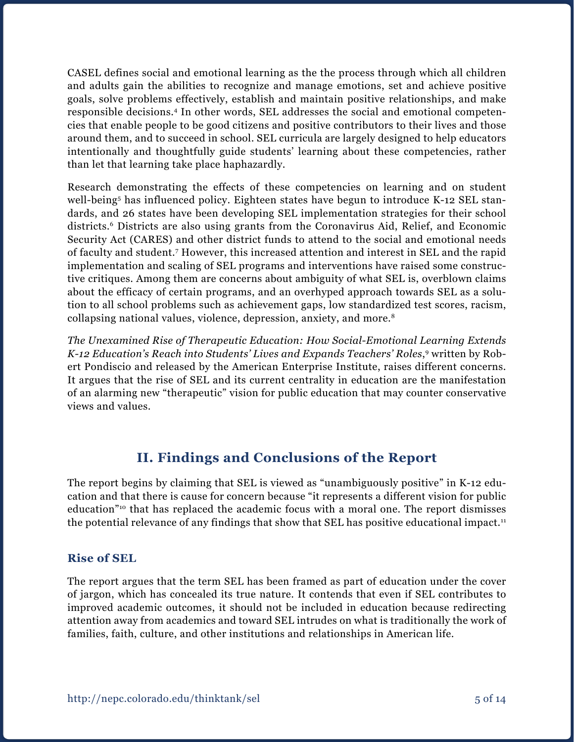CASEL defines social and emotional learning as the the process through which all children and adults gain the abilities to recognize and manage emotions, set and achieve positive goals, solve problems effectively, establish and maintain positive relationships, and make responsible decisions.[4] In other words, SEL addresses the social and emotional competencies that enable people to be good citizens and positive contributors to their lives and those around them, and to succeed in school. SEL curricula are largely designed to help educators intentionally and thoughtfully guide students' learning about these competencies, rather than let that learning take place haphazardly.

Research demonstrating the effects of these competencies on learning and on student well-being[5] has influenced policy. Eighteen states have begun to introduce K-12 SEL standards, and 26 states have been developing SEL implementation strategies for their school districts.[6] Districts are also using grants from the Coronavirus Aid, Relief, and Economic Security Act (CARES) and other district funds to attend to the social and emotional needs of faculty and student.[7] However, this increased attention and interest in SEL and the rapid implementation and scaling of SEL programs and interventions have raised some constructive critiques. Among them are concerns about ambiguity of what SEL is, overblown claims about the efficacy of certain programs, and an overhyped approach towards SEL as a solution to all school problems such as achievement gaps, low standardized test scores, racism, collapsing national values, violence, depression, anxiety, and more.[8]

*The Unexamined Rise of Therapeutic Education: How Social-Emotional Learning Extends K-12 Education's Reach into Students' Lives and Expands Teachers' Roles*,[9] written by Robert Pondiscio and released by the American Enterprise Institute, raises different concerns. It argues that the rise of SEL and its current centrality in education are the manifestation of an alarming new "therapeutic" vision for public education that may counter conservative views and values.

## II. Findings and Conclusions of the Report

The report begins by claiming that SEL is viewed as "unambiguously positive" in K-12 education and that there is cause for concern because "it represents a different vision for public education"[10] that has replaced the academic focus with a moral one. The report dismisses the potential relevance of any findings that show that SEL has positive educational impact.[11]

### Rise of SEL

The report argues that the term SEL has been framed as part of education under the cover of jargon, which has concealed its true nature. It contends that even if SEL contributes to improved academic outcomes, it should not be included in education because redirecting attention away from academics and toward SEL intrudes on what is traditionally the work of families, faith, culture, and other institutions and relationships in American life.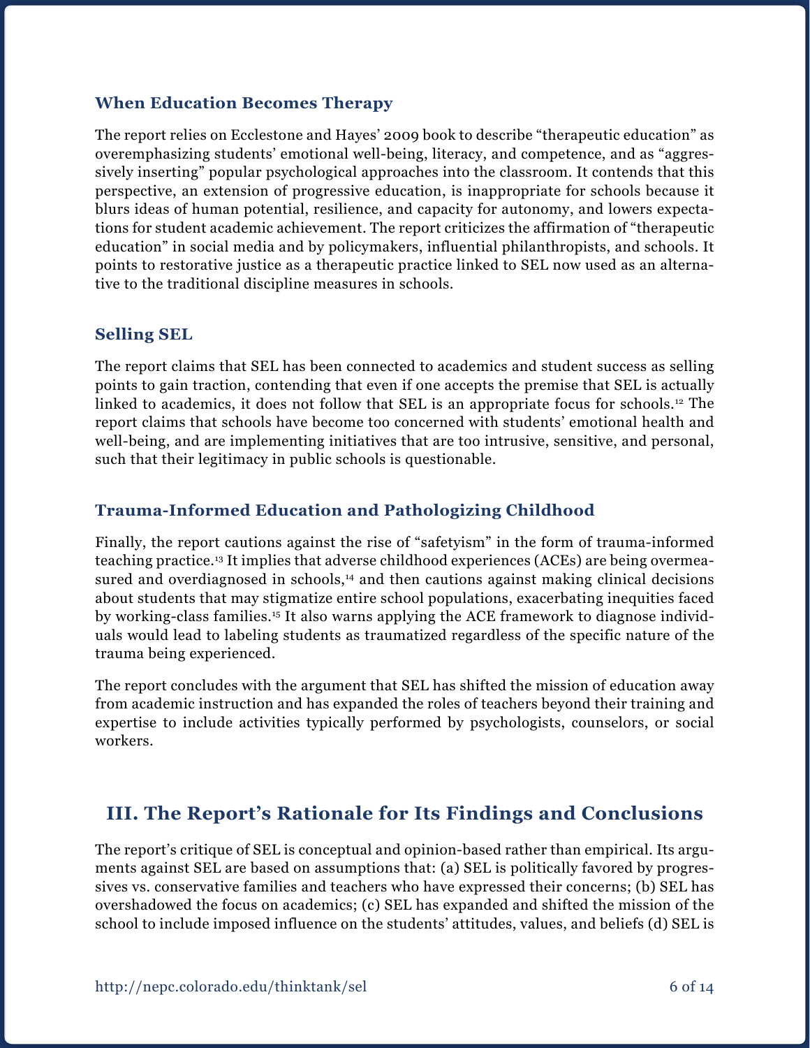### When Education Becomes Therapy

The report relies on Ecclestone and Hayes' 2009 book to describe "therapeutic education" as overemphasizing students' emotional well-being, literacy, and competence, and as "aggressively inserting" popular psychological approaches into the classroom. It contends that this perspective, an extension of progressive education, is inappropriate for schools because it blurs ideas of human potential, resilience, and capacity for autonomy, and lowers expectations for student academic achievement. The report criticizes the affirmation of "therapeutic education" in social media and by policymakers, influential philanthropists, and schools. It points to restorative justice as a therapeutic practice linked to SEL now used as an alternative to the traditional discipline measures in schools.

### Selling SEL

The report claims that SEL has been connected to academics and student success as selling points to gain traction, contending that even if one accepts the premise that SEL is actually linked to academics, it does not follow that SEL is an appropriate focus for schools.[12] The report claims that schools have become too concerned with students' emotional health and well-being, and are implementing initiatives that are too intrusive, sensitive, and personal, such that their legitimacy in public schools is questionable.

### Trauma-Informed Education and Pathologizing Childhood

Finally, the report cautions against the rise of "safetyism" in the form of trauma-informed teaching practice.[13] It implies that adverse childhood experiences (ACEs) are being overmeasured and overdiagnosed in schools,[14] and then cautions against making clinical decisions about students that may stigmatize entire school populations, exacerbating inequities faced by working-class families.[15] It also warns applying the ACE framework to diagnose individuals would lead to labeling students as traumatized regardless of the specific nature of the trauma being experienced.

The report concludes with the argument that SEL has shifted the mission of education away from academic instruction and has expanded the roles of teachers beyond their training and expertise to include activities typically performed by psychologists, counselors, or social workers.

## III. The Report's Rationale for Its Findings and Conclusions

The report's critique of SEL is conceptual and opinion-based rather than empirical. Its arguments against SEL are based on assumptions that: (a) SEL is politically favored by progressives vs. conservative families and teachers who have expressed their concerns; (b) SEL has overshadowed the focus on academics; (c) SEL has expanded and shifted the mission of the school to include imposed influence on the students' attitudes, values, and beliefs (d) SEL is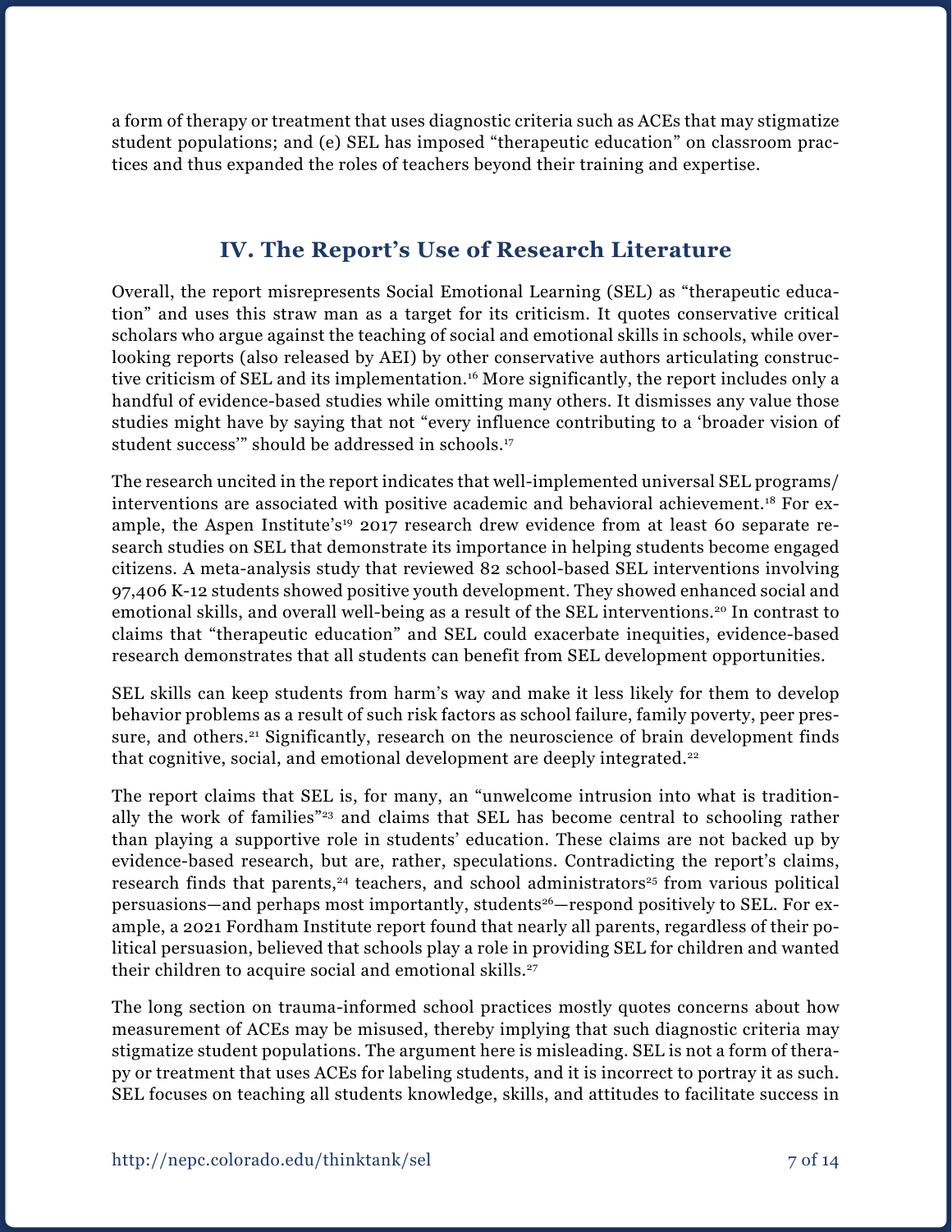a form of therapy or treatment that uses diagnostic criteria such as ACEs that may stigmatize student populations; and (e) SEL has imposed "therapeutic education" on classroom practices and thus expanded the roles of teachers beyond their training and expertise.

## IV. The Report's Use of Research Literature

Overall, the report misrepresents Social Emotional Learning (SEL) as "therapeutic education" and uses this straw man as a target for its criticism. It quotes conservative critical scholars who argue against the teaching of social and emotional skills in schools, while overlooking reports (also released by AEI) by other conservative authors articulating constructive criticism of SEL and its implementation.[16] More significantly, the report includes only a handful of evidence-based studies while omitting many others. It dismisses any value those studies might have by saying that not "every influence contributing to a 'broader vision of student success'" should be addressed in schools.[17]

The research uncited in the report indicates that well-implemented universal SEL programs/interventions are associated with positive academic and behavioral achievement.[18] For example, the Aspen Institute's[19] 2017 research drew evidence from at least 60 separate research studies on SEL that demonstrate its importance in helping students become engaged citizens. A meta-analysis study that reviewed 82 school-based SEL interventions involving 97,406 K-12 students showed positive youth development. They showed enhanced social and emotional skills, and overall well-being as a result of the SEL interventions.[20] In contrast to claims that "therapeutic education" and SEL could exacerbate inequities, evidence-based research demonstrates that all students can benefit from SEL development opportunities.

SEL skills can keep students from harm's way and make it less likely for them to develop behavior problems as a result of such risk factors as school failure, family poverty, peer pressure, and others.[21] Significantly, research on the neuroscience of brain development finds that cognitive, social, and emotional development are deeply integrated.[22]

The report claims that SEL is, for many, an "unwelcome intrusion into what is traditionally the work of families"[23] and claims that SEL has become central to schooling rather than playing a supportive role in students' education. These claims are not backed up by evidence-based research, but are, rather, speculations. Contradicting the report's claims, research finds that parents,[24] teachers, and school administrators[25] from various political persuasions—and perhaps most importantly, students[26]—respond positively to SEL. For example, a 2021 Fordham Institute report found that nearly all parents, regardless of their political persuasion, believed that schools play a role in providing SEL for children and wanted their children to acquire social and emotional skills.[27]

The long section on trauma-informed school practices mostly quotes concerns about how measurement of ACEs may be misused, thereby implying that such diagnostic criteria may stigmatize student populations. The argument here is misleading. SEL is not a form of therapy or treatment that uses ACEs for labeling students, and it is incorrect to portray it as such. SEL focuses on teaching all students knowledge, skills, and attitudes to facilitate success in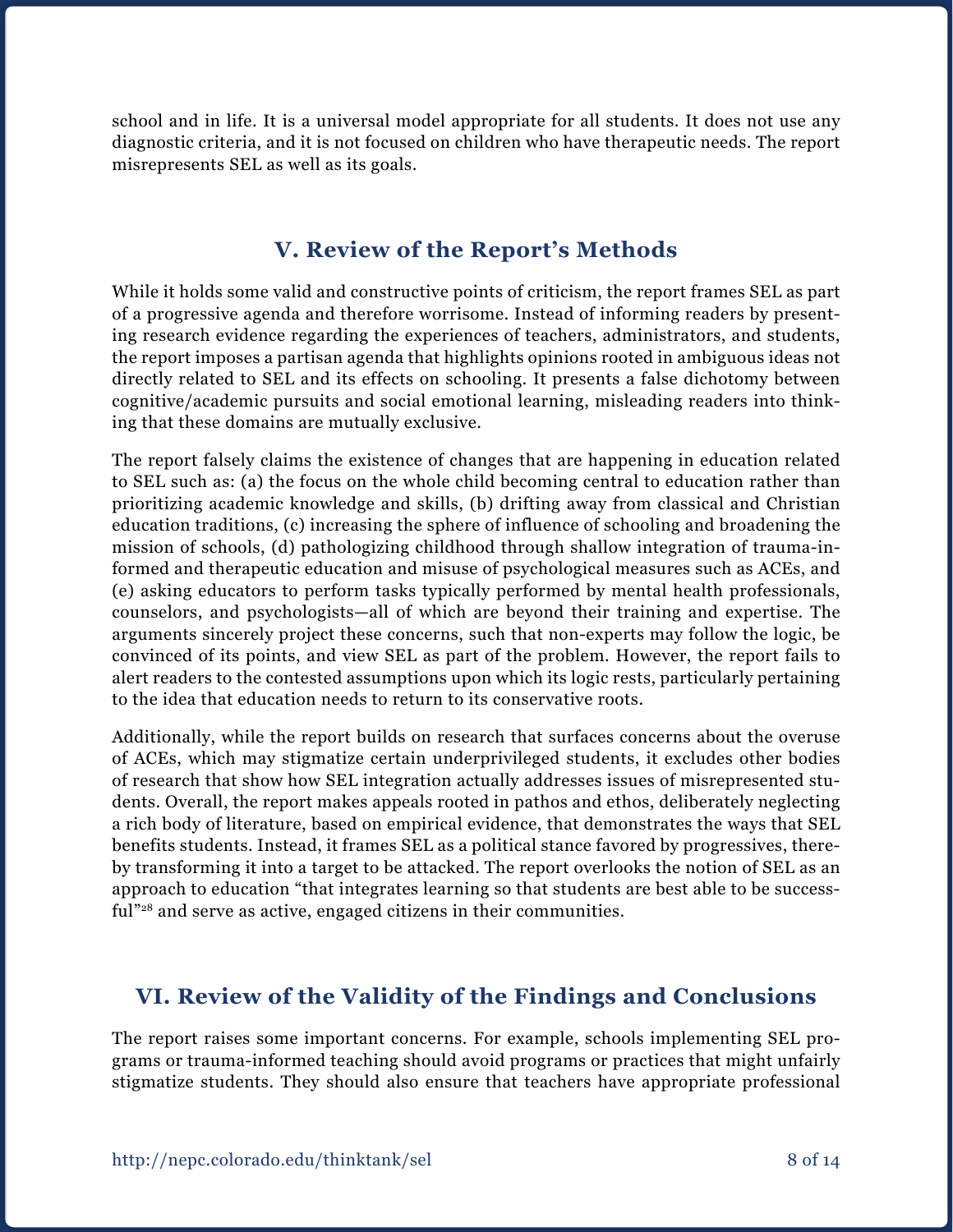school and in life. It is a universal model appropriate for all students. It does not use any diagnostic criteria, and it is not focused on children who have therapeutic needs. The report misrepresents SEL as well as its goals.

## V. Review of the Report's Methods

While it holds some valid and constructive points of criticism, the report frames SEL as part of a progressive agenda and therefore worrisome. Instead of informing readers by presenting research evidence regarding the experiences of teachers, administrators, and students, the report imposes a partisan agenda that highlights opinions rooted in ambiguous ideas not directly related to SEL and its effects on schooling. It presents a false dichotomy between cognitive/academic pursuits and social emotional learning, misleading readers into thinking that these domains are mutually exclusive.

The report falsely claims the existence of changes that are happening in education related to SEL such as: (a) the focus on the whole child becoming central to education rather than prioritizing academic knowledge and skills, (b) drifting away from classical and Christian education traditions, (c) increasing the sphere of influence of schooling and broadening the mission of schools, (d) pathologizing childhood through shallow integration of trauma-informed and therapeutic education and misuse of psychological measures such as ACEs, and (e) asking educators to perform tasks typically performed by mental health professionals, counselors, and psychologists—all of which are beyond their training and expertise. The arguments sincerely project these concerns, such that non-experts may follow the logic, be convinced of its points, and view SEL as part of the problem. However, the report fails to alert readers to the contested assumptions upon which its logic rests, particularly pertaining to the idea that education needs to return to its conservative roots.

Additionally, while the report builds on research that surfaces concerns about the overuse of ACEs, which may stigmatize certain underprivileged students, it excludes other bodies of research that show how SEL integration actually addresses issues of misrepresented students. Overall, the report makes appeals rooted in pathos and ethos, deliberately neglecting a rich body of literature, based on empirical evidence, that demonstrates the ways that SEL benefits students. Instead, it frames SEL as a political stance favored by progressives, thereby transforming it into a target to be attacked. The report overlooks the notion of SEL as an approach to education "that integrates learning so that students are best able to be successful"[28] and serve as active, engaged citizens in their communities.

## VI. Review of the Validity of the Findings and Conclusions

The report raises some important concerns. For example, schools implementing SEL programs or trauma-informed teaching should avoid programs or practices that might unfairly stigmatize students. They should also ensure that teachers have appropriate professional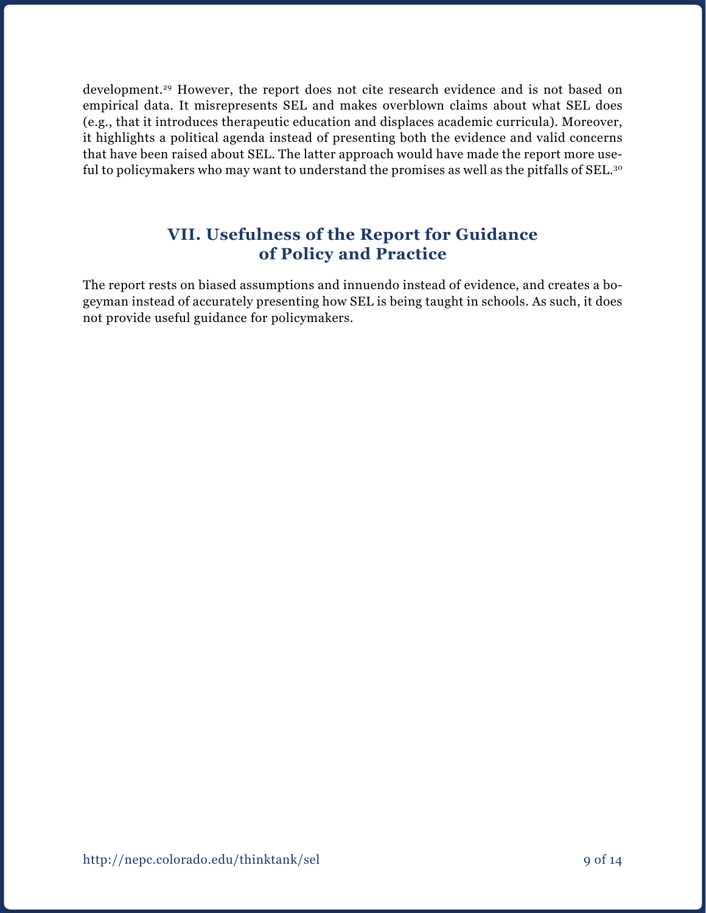development.[29] However, the report does not cite research evidence and is not based on empirical data. It misrepresents SEL and makes overblown claims about what SEL does (e.g., that it introduces therapeutic education and displaces academic curricula). Moreover, it highlights a political agenda instead of presenting both the evidence and valid concerns that have been raised about SEL. The latter approach would have made the report more useful to policymakers who may want to understand the promises as well as the pitfalls of SEL.[30]

## VII. Usefulness of the Report for Guidance of Policy and Practice

The report rests on biased assumptions and innuendo instead of evidence, and creates a bogeyman instead of accurately presenting how SEL is being taught in schools. As such, it does not provide useful guidance for policymakers.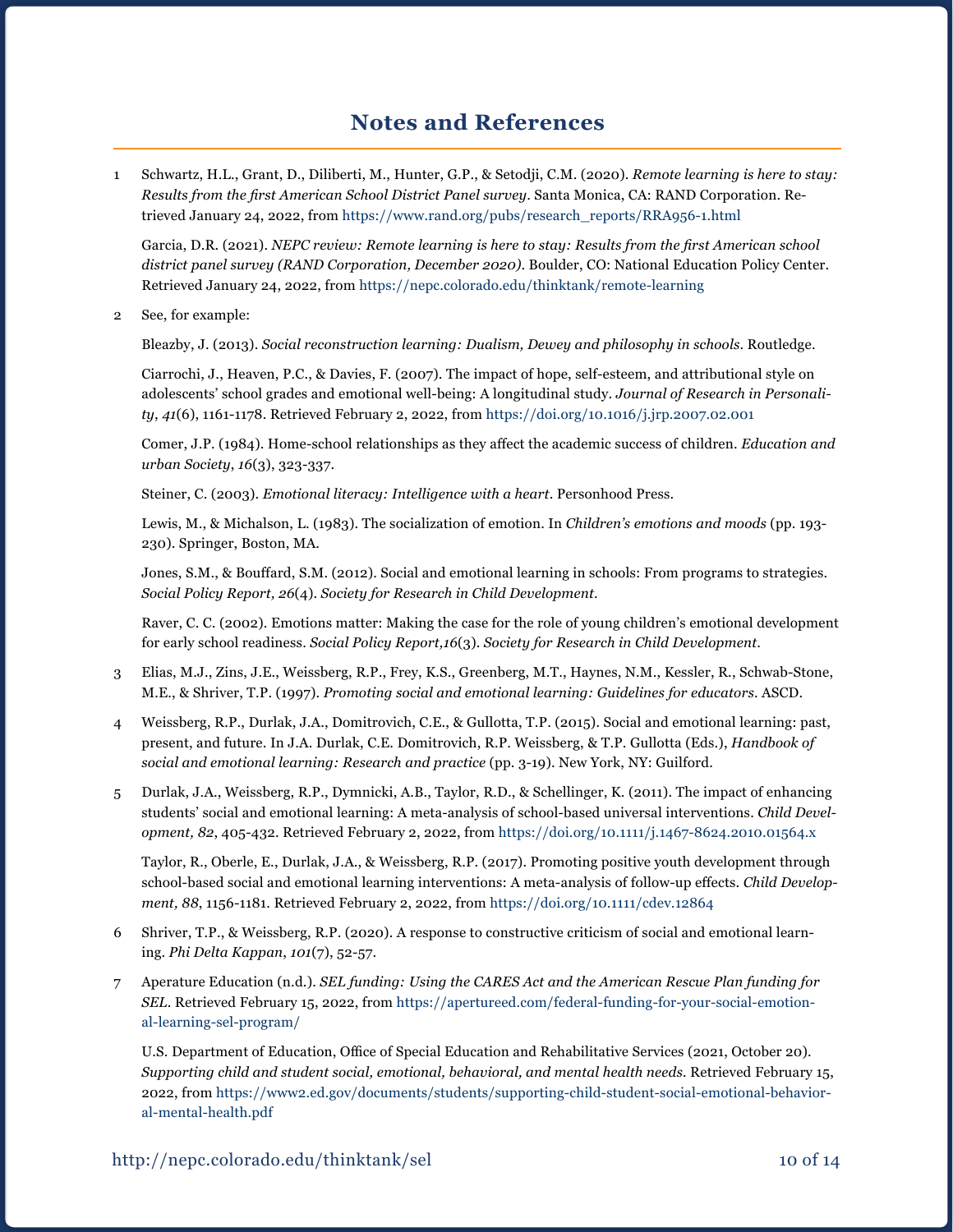## Notes and References

1. Schwartz, H.L., Grant, D., Diliberti, M., Hunter, G.P., & Setodji, C.M. (2020). *Remote learning is here to stay: Results from the first American School District Panel survey*. Santa Monica, CA: RAND Corporation. Retrieved January 24, 2022, from https://www.rand.org/pubs/research_reports/RRA956-1.html

   Garcia, D.R. (2021). *NEPC review: Remote learning is here to stay: Results from the first American school district panel survey (RAND Corporation, December 2020)*. Boulder, CO: National Education Policy Center. Retrieved January 24, 2022, from https://nepc.colorado.edu/thinktank/remote-learning

2. See, for example:

   Bleazby, J. (2013). *Social reconstruction learning: Dualism, Dewey and philosophy in schools*. Routledge.

   Ciarrochi, J., Heaven, P.C., & Davies, F. (2007). The impact of hope, self-esteem, and attributional style on adolescents' school grades and emotional well-being: A longitudinal study. *Journal of Research in Personality*, *41*(6), 1161-1178. Retrieved February 2, 2022, from https://doi.org/10.1016/j.jrp.2007.02.001

   Comer, J.P. (1984). Home-school relationships as they affect the academic success of children. *Education and urban Society*, *16*(3), 323-337.

   Steiner, C. (2003). *Emotional literacy: Intelligence with a heart*. Personhood Press.

   Lewis, M., & Michalson, L. (1983). The socialization of emotion. In *Children's emotions and moods* (pp. 193-230). Springer, Boston, MA.

   Jones, S.M., & Bouffard, S.M. (2012). Social and emotional learning in schools: From programs to strategies. *Social Policy Report, 26*(4). *Society for Research in Child Development*.

   Raver, C. C. (2002). Emotions matter: Making the case for the role of young children's emotional development for early school readiness. *Social Policy Report,16*(3). *Society for Research in Child Development*.

3. Elias, M.J., Zins, J.E., Weissberg, R.P., Frey, K.S., Greenberg, M.T., Haynes, N.M., Kessler, R., Schwab-Stone, M.E., & Shriver, T.P. (1997). *Promoting social and emotional learning: Guidelines for educators*. ASCD.

4. Weissberg, R.P., Durlak, J.A., Domitrovich, C.E., & Gullotta, T.P. (2015). Social and emotional learning: past, present, and future. In J.A. Durlak, C.E. Domitrovich, R.P. Weissberg, & T.P. Gullotta (Eds.), *Handbook of social and emotional learning: Research and practice* (pp. 3-19). New York, NY: Guilford.

5. Durlak, J.A., Weissberg, R.P., Dymnicki, A.B., Taylor, R.D., & Schellinger, K. (2011). The impact of enhancing students' social and emotional learning: A meta-analysis of school-based universal interventions. *Child Development, 82*, 405-432. Retrieved February 2, 2022, from https://doi.org/10.1111/j.1467-8624.2010.01564.x

   Taylor, R., Oberle, E., Durlak, J.A., & Weissberg, R.P. (2017). Promoting positive youth development through school-based social and emotional learning interventions: A meta-analysis of follow-up effects. *Child Development, 88*, 1156-1181. Retrieved February 2, 2022, from https://doi.org/10.1111/cdev.12864

6. Shriver, T.P., & Weissberg, R.P. (2020). A response to constructive criticism of social and emotional learning. *Phi Delta Kappan*, *101*(7), 52-57.

7. Aperature Education (n.d.). *SEL funding: Using the CARES Act and the American Rescue Plan funding for SEL*. Retrieved February 15, 2022, from https://apertureed.com/federal-funding-for-your-social-emotional-learning-sel-program/

   U.S. Department of Education, Office of Special Education and Rehabilitative Services (2021, October 20). *Supporting child and student social, emotional, behavioral, and mental health needs*. Retrieved February 15, 2022, from https://www2.ed.gov/documents/students/supporting-child-student-social-emotional-behavioral-mental-health.pdf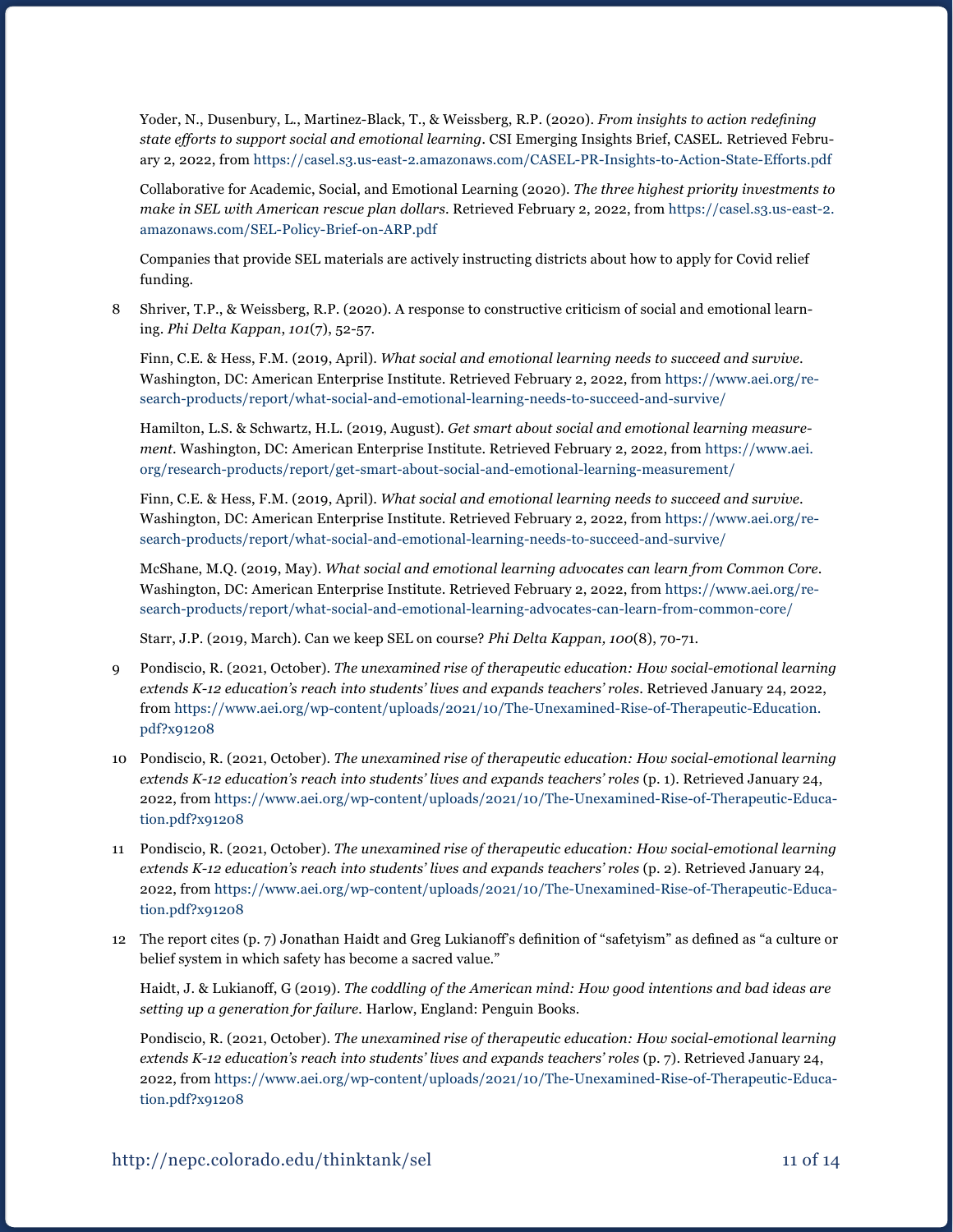Yoder, N., Dusenbury, L., Martinez-Black, T., & Weissberg, R.P. (2020). *From insights to action redefining state efforts to support social and emotional learning*. CSI Emerging Insights Brief, CASEL. Retrieved February 2, 2022, from https://casel.s3.us-east-2.amazonaws.com/CASEL-PR-Insights-to-Action-State-Efforts.pdf

Collaborative for Academic, Social, and Emotional Learning (2020). *The three highest priority investments to make in SEL with American rescue plan dollars*. Retrieved February 2, 2022, from https://casel.s3.us-east-2.amazonaws.com/SEL-Policy-Brief-on-ARP.pdf

Companies that provide SEL materials are actively instructing districts about how to apply for Covid relief funding.

8 Shriver, T.P., & Weissberg, R.P. (2020). A response to constructive criticism of social and emotional learning. *Phi Delta Kappan*, *101*(7), 52-57.

Finn, C.E. & Hess, F.M. (2019, April). *What social and emotional learning needs to succeed and survive*. Washington, DC: American Enterprise Institute. Retrieved February 2, 2022, from https://www.aei.org/research-products/report/what-social-and-emotional-learning-needs-to-succeed-and-survive/

Hamilton, L.S. & Schwartz, H.L. (2019, August). *Get smart about social and emotional learning measurement*. Washington, DC: American Enterprise Institute. Retrieved February 2, 2022, from https://www.aei.org/research-products/report/get-smart-about-social-and-emotional-learning-measurement/

Finn, C.E. & Hess, F.M. (2019, April). *What social and emotional learning needs to succeed and survive*. Washington, DC: American Enterprise Institute. Retrieved February 2, 2022, from https://www.aei.org/research-products/report/what-social-and-emotional-learning-needs-to-succeed-and-survive/

McShane, M.Q. (2019, May). *What social and emotional learning advocates can learn from Common Core*. Washington, DC: American Enterprise Institute. Retrieved February 2, 2022, from https://www.aei.org/research-products/report/what-social-and-emotional-learning-advocates-can-learn-from-common-core/

Starr, J.P. (2019, March). Can we keep SEL on course? *Phi Delta Kappan, 100*(8), 70-71.

9 Pondiscio, R. (2021, October). *The unexamined rise of therapeutic education: How social-emotional learning extends K-12 education's reach into students' lives and expands teachers' roles*. Retrieved January 24, 2022, from https://www.aei.org/wp-content/uploads/2021/10/The-Unexamined-Rise-of-Therapeutic-Education.pdf?x91208

10 Pondiscio, R. (2021, October). *The unexamined rise of therapeutic education: How social-emotional learning extends K-12 education's reach into students' lives and expands teachers' roles* (p. 1). Retrieved January 24, 2022, from https://www.aei.org/wp-content/uploads/2021/10/The-Unexamined-Rise-of-Therapeutic-Education.pdf?x91208

11 Pondiscio, R. (2021, October). *The unexamined rise of therapeutic education: How social-emotional learning extends K-12 education's reach into students' lives and expands teachers' roles* (p. 2). Retrieved January 24, 2022, from https://www.aei.org/wp-content/uploads/2021/10/The-Unexamined-Rise-of-Therapeutic-Education.pdf?x91208

12 The report cites (p. 7) Jonathan Haidt and Greg Lukianoff's definition of "safetyism" as defined as "a culture or belief system in which safety has become a sacred value."

Haidt, J. & Lukianoff, G (2019). *The coddling of the American mind: How good intentions and bad ideas are setting up a generation for failure*. Harlow, England: Penguin Books.

Pondiscio, R. (2021, October). *The unexamined rise of therapeutic education: How social-emotional learning extends K-12 education's reach into students' lives and expands teachers' roles* (p. 7). Retrieved January 24, 2022, from https://www.aei.org/wp-content/uploads/2021/10/The-Unexamined-Rise-of-Therapeutic-Education.pdf?x91208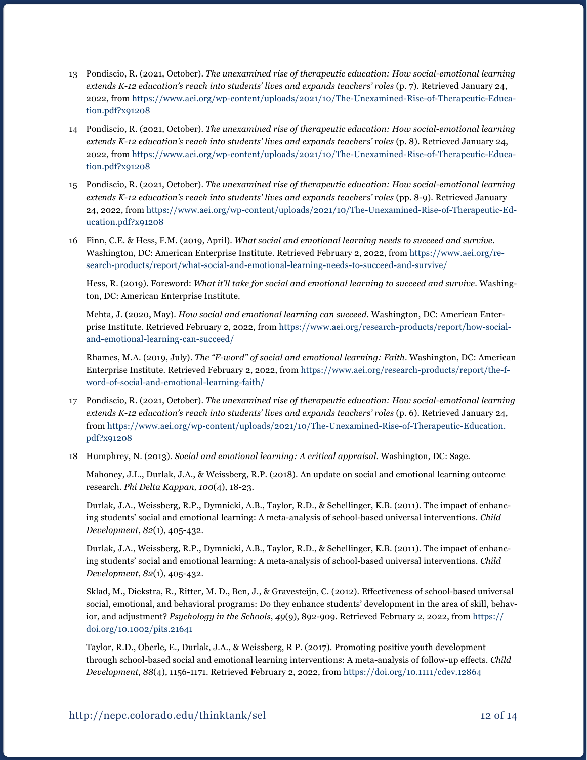13 Pondiscio, R. (2021, October). *The unexamined rise of therapeutic education: How social-emotional learning extends K-12 education's reach into students' lives and expands teachers' roles* (p. 7). Retrieved January 24, 2022, from https://www.aei.org/wp-content/uploads/2021/10/The-Unexamined-Rise-of-Therapeutic-Education.pdf?x91208

14 Pondiscio, R. (2021, October). *The unexamined rise of therapeutic education: How social-emotional learning extends K-12 education's reach into students' lives and expands teachers' roles* (p. 8). Retrieved January 24, 2022, from https://www.aei.org/wp-content/uploads/2021/10/The-Unexamined-Rise-of-Therapeutic-Education.pdf?x91208

15 Pondiscio, R. (2021, October). *The unexamined rise of therapeutic education: How social-emotional learning extends K-12 education's reach into students' lives and expands teachers' roles* (pp. 8-9). Retrieved January 24, 2022, from https://www.aei.org/wp-content/uploads/2021/10/The-Unexamined-Rise-of-Therapeutic-Education.pdf?x91208

16 Finn, C.E. & Hess, F.M. (2019, April). *What social and emotional learning needs to succeed and survive*. Washington, DC: American Enterprise Institute. Retrieved February 2, 2022, from https://www.aei.org/research-products/report/what-social-and-emotional-learning-needs-to-succeed-and-survive/

Hess, R. (2019). Foreword: *What it'll take for social and emotional learning to succeed and survive*. Washington, DC: American Enterprise Institute.

Mehta, J. (2020, May). *How social and emotional learning can succeed*. Washington, DC: American Enterprise Institute. Retrieved February 2, 2022, from https://www.aei.org/research-products/report/how-social-and-emotional-learning-can-succeed/

Rhames, M.A. (2019, July). *The "F-word" of social and emotional learning: Faith*. Washington, DC: American Enterprise Institute. Retrieved February 2, 2022, from https://www.aei.org/research-products/report/the-f-word-of-social-and-emotional-learning-faith/

17 Pondiscio, R. (2021, October). *The unexamined rise of therapeutic education: How social-emotional learning extends K-12 education's reach into students' lives and expands teachers' roles* (p. 6). Retrieved January 24, from https://www.aei.org/wp-content/uploads/2021/10/The-Unexamined-Rise-of-Therapeutic-Education.pdf?x91208

18 Humphrey, N. (2013). *Social and emotional learning: A critical appraisal*. Washington, DC: Sage.

Mahoney, J.L., Durlak, J.A., & Weissberg, R.P. (2018). An update on social and emotional learning outcome research. *Phi Delta Kappan, 100*(4), 18-23.

Durlak, J.A., Weissberg, R.P., Dymnicki, A.B., Taylor, R.D., & Schellinger, K.B. (2011). The impact of enhancing students' social and emotional learning: A meta-analysis of school-based universal interventions. *Child Development*, *82*(1), 405-432.

Durlak, J.A., Weissberg, R.P., Dymnicki, A.B., Taylor, R.D., & Schellinger, K.B. (2011). The impact of enhancing students' social and emotional learning: A meta-analysis of school-based universal interventions. *Child Development*, *82*(1), 405-432.

Sklad, M., Diekstra, R., Ritter, M. D., Ben, J., & Gravesteijn, C. (2012). Effectiveness of school-based universal social, emotional, and behavioral programs: Do they enhance students' development in the area of skill, behavior, and adjustment? *Psychology in the Schools*, *49*(9), 892-909. Retrieved February 2, 2022, from https://doi.org/10.1002/pits.21641

Taylor, R.D., Oberle, E., Durlak, J.A., & Weissberg, R P. (2017). Promoting positive youth development through school-based social and emotional learning interventions: A meta-analysis of follow-up effects. *Child Development*, *88*(4), 1156-1171. Retrieved February 2, 2022, from https://doi.org/10.1111/cdev.12864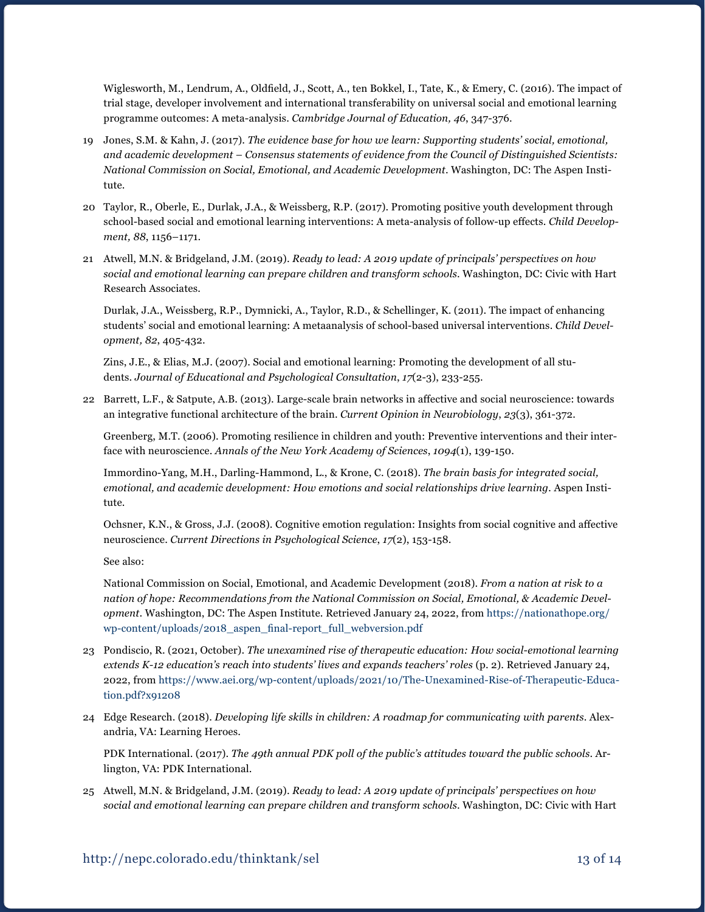Wiglesworth, M., Lendrum, A., Oldfield, J., Scott, A., ten Bokkel, I., Tate, K., & Emery, C. (2016). The impact of trial stage, developer involvement and international transferability on universal social and emotional learning programme outcomes: A meta-analysis. *Cambridge Journal of Education, 46*, 347-376.

19 Jones, S.M. & Kahn, J. (2017). *The evidence base for how we learn: Supporting students' social, emotional, and academic development – Consensus statements of evidence from the Council of Distinguished Scientists: National Commission on Social, Emotional, and Academic Development*. Washington, DC: The Aspen Institute.

20 Taylor, R., Oberle, E., Durlak, J.A., & Weissberg, R.P. (2017). Promoting positive youth development through school-based social and emotional learning interventions: A meta-analysis of follow-up effects. *Child Development, 88*, 1156–1171.

21 Atwell, M.N. & Bridgeland, J.M. (2019). *Ready to lead: A 2019 update of principals' perspectives on how social and emotional learning can prepare children and transform schools*. Washington, DC: Civic with Hart Research Associates.

Durlak, J.A., Weissberg, R.P., Dymnicki, A., Taylor, R.D., & Schellinger, K. (2011). The impact of enhancing students' social and emotional learning: A metaanalysis of school-based universal interventions. *Child Development, 82*, 405-432.

Zins, J.E., & Elias, M.J. (2007). Social and emotional learning: Promoting the development of all students. *Journal of Educational and Psychological Consultation*, *17*(2-3), 233-255.

22 Barrett, L.F., & Satpute, A.B. (2013). Large-scale brain networks in affective and social neuroscience: towards an integrative functional architecture of the brain. *Current Opinion in Neurobiology*, *23*(3), 361-372.

Greenberg, M.T. (2006). Promoting resilience in children and youth: Preventive interventions and their interface with neuroscience. *Annals of the New York Academy of Sciences*, *1094*(1), 139-150.

Immordino-Yang, M.H., Darling-Hammond, L., & Krone, C. (2018). *The brain basis for integrated social, emotional, and academic development: How emotions and social relationships drive learning*. Aspen Institute.

Ochsner, K.N., & Gross, J.J. (2008). Cognitive emotion regulation: Insights from social cognitive and affective neuroscience. *Current Directions in Psychological Science*, *17*(2), 153-158.

See also:

National Commission on Social, Emotional, and Academic Development (2018). *From a nation at risk to a nation of hope: Recommendations from the National Commission on Social, Emotional, & Academic Development*. Washington, DC: The Aspen Institute. Retrieved January 24, 2022, from https://nationathope.org/wp-content/uploads/2018_aspen_final-report_full_webversion.pdf

23 Pondiscio, R. (2021, October). *The unexamined rise of therapeutic education: How social-emotional learning extends K-12 education's reach into students' lives and expands teachers' roles* (p. 2). Retrieved January 24, 2022, from https://www.aei.org/wp-content/uploads/2021/10/The-Unexamined-Rise-of-Therapeutic-Education.pdf?x91208

24 Edge Research. (2018). *Developing life skills in children: A roadmap for communicating with parents*. Alexandria, VA: Learning Heroes.

PDK International. (2017). *The 49th annual PDK poll of the public's attitudes toward the public schools*. Arlington, VA: PDK International.

25 Atwell, M.N. & Bridgeland, J.M. (2019). *Ready to lead: A 2019 update of principals' perspectives on how social and emotional learning can prepare children and transform schools*. Washington, DC: Civic with Hart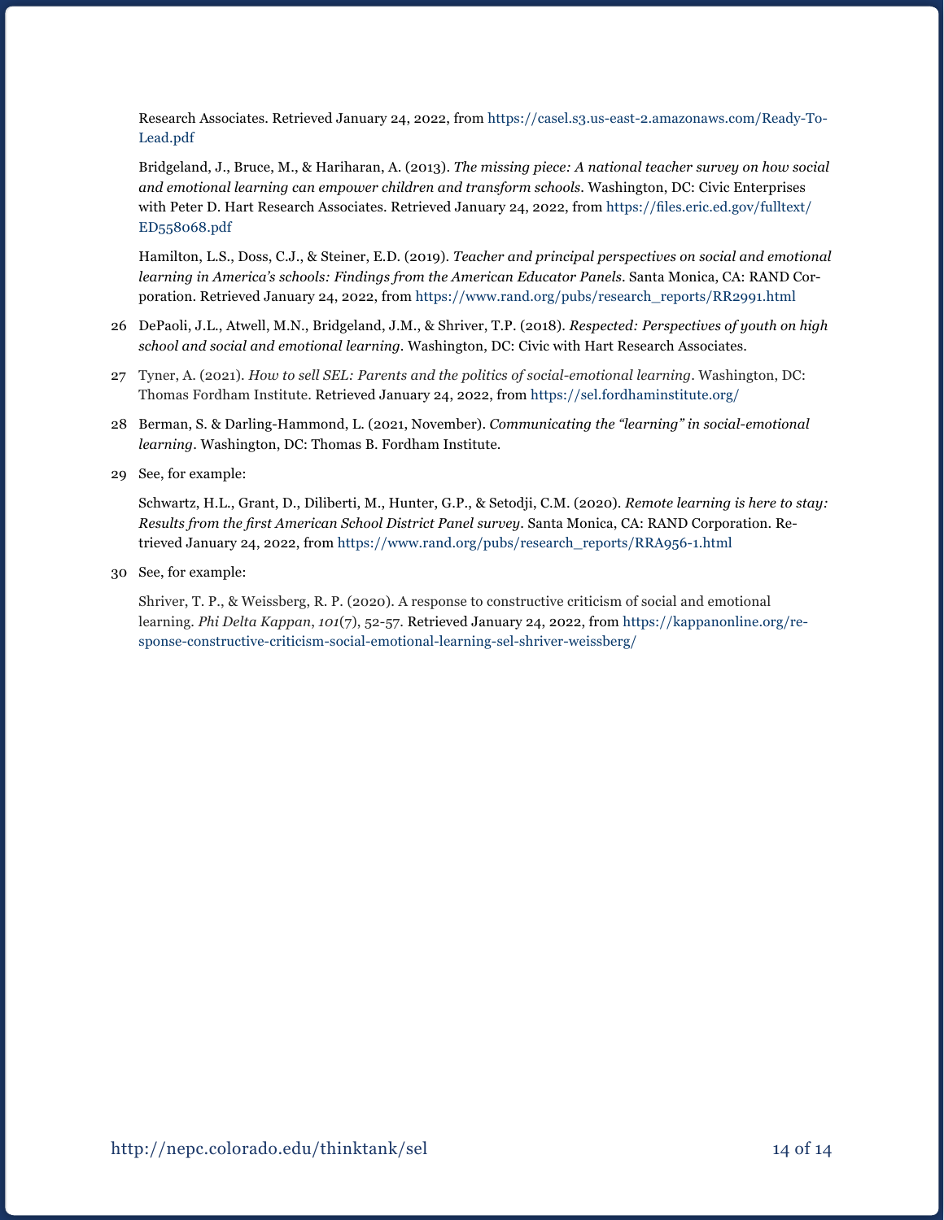Research Associates. Retrieved January 24, 2022, from https://casel.s3.us-east-2.amazonaws.com/Ready-To-Lead.pdf

Bridgeland, J., Bruce, M., & Hariharan, A. (2013). *The missing piece: A national teacher survey on how social and emotional learning can empower children and transform schools*. Washington, DC: Civic Enterprises with Peter D. Hart Research Associates. Retrieved January 24, 2022, from https://files.eric.ed.gov/fulltext/ED558068.pdf

Hamilton, L.S., Doss, C.J., & Steiner, E.D. (2019). *Teacher and principal perspectives on social and emotional learning in America's schools: Findings from the American Educator Panels*. Santa Monica, CA: RAND Corporation. Retrieved January 24, 2022, from https://www.rand.org/pubs/research_reports/RR2991.html

26 DePaoli, J.L., Atwell, M.N., Bridgeland, J.M., & Shriver, T.P. (2018). *Respected: Perspectives of youth on high school and social and emotional learning*. Washington, DC: Civic with Hart Research Associates.

27 Tyner, A. (2021). *How to sell SEL: Parents and the politics of social-emotional learning*. Washington, DC: Thomas Fordham Institute. Retrieved January 24, 2022, from https://sel.fordhaminstitute.org/

28 Berman, S. & Darling-Hammond, L. (2021, November). *Communicating the "learning" in social-emotional learning*. Washington, DC: Thomas B. Fordham Institute.

29 See, for example:

Schwartz, H.L., Grant, D., Diliberti, M., Hunter, G.P., & Setodji, C.M. (2020). *Remote learning is here to stay: Results from the first American School District Panel survey*. Santa Monica, CA: RAND Corporation. Retrieved January 24, 2022, from https://www.rand.org/pubs/research_reports/RRA956-1.html

30 See, for example:

Shriver, T. P., & Weissberg, R. P. (2020). A response to constructive criticism of social and emotional learning. *Phi Delta Kappan*, *101*(7), 52-57. Retrieved January 24, 2022, from https://kappanonline.org/response-constructive-criticism-social-emotional-learning-sel-shriver-weissberg/